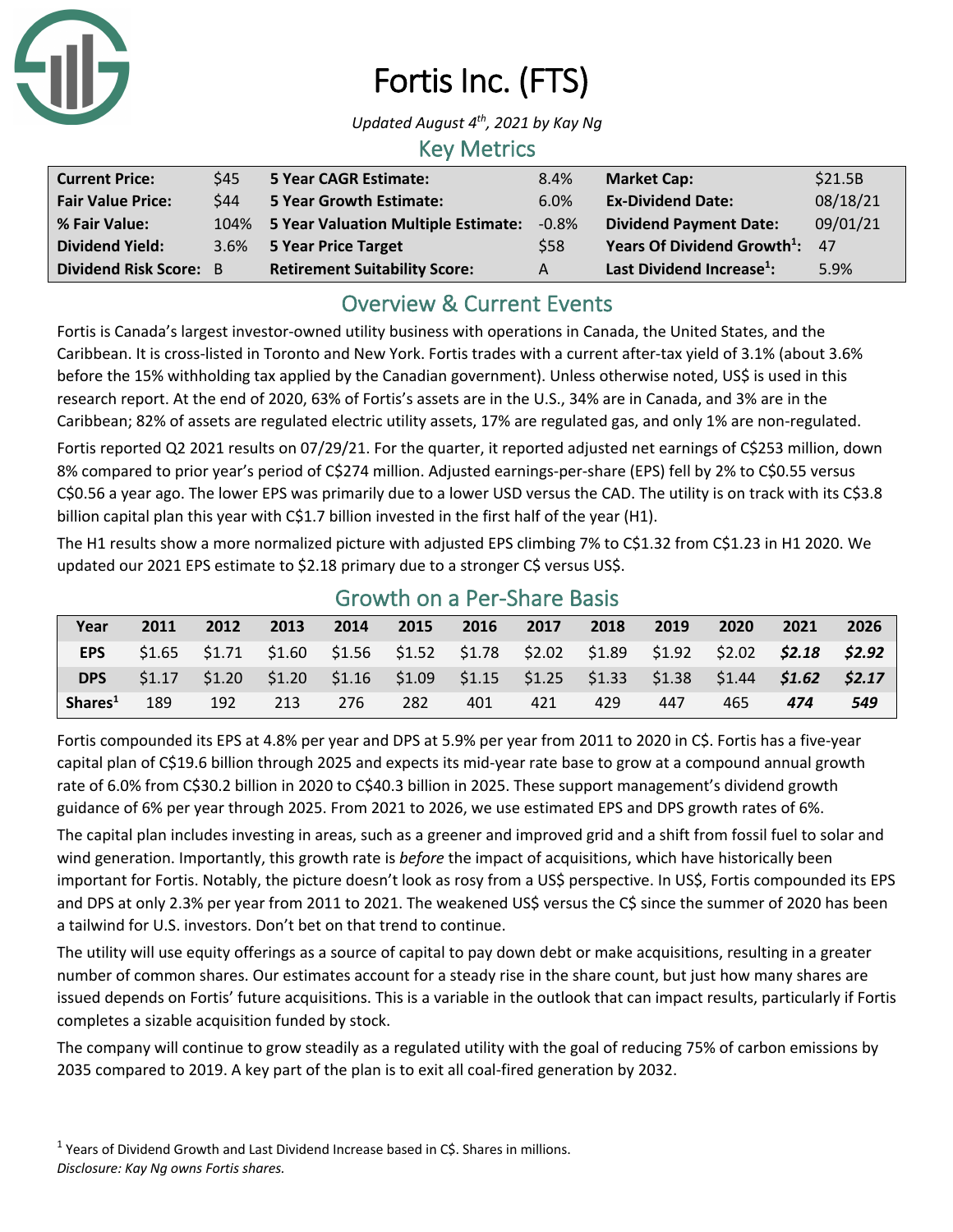# Fortis Inc. (FTS)

*Updated August 4th, 2021 by Kay Ng*

## Key Metrics

| | | | | | |
|---|---|---|---|---|---|
| **Current Price:** | $45 | **5 Year CAGR Estimate:** | 8.4% | **Market Cap:** | $21.5B |
| **Fair Value Price:** | $44 | **5 Year Growth Estimate:** | 6.0% | **Ex-Dividend Date:** | 08/18/21 |
| **% Fair Value:** | 104% | **5 Year Valuation Multiple Estimate:** | -0.8% | **Dividend Payment Date:** | 09/01/21 |
| **Dividend Yield:** | 3.6% | **5 Year Price Target** | $58 | **Years Of Dividend Growth[1]:** | 47 |
| **Dividend Risk Score:** | B | **Retirement Suitability Score:** | A | **Last Dividend Increase[1]:** | 5.9% |

## Overview & Current Events

Fortis is Canada's largest investor-owned utility business with operations in Canada, the United States, and the Caribbean. It is cross-listed in Toronto and New York. Fortis trades with a current after-tax yield of 3.1% (about 3.6% before the 15% withholding tax applied by the Canadian government). Unless otherwise noted, US$ is used in this research report. At the end of 2020, 63% of Fortis's assets are in the U.S., 34% are in Canada, and 3% are in the Caribbean; 82% of assets are regulated electric utility assets, 17% are regulated gas, and only 1% are non-regulated.

Fortis reported Q2 2021 results on 07/29/21. For the quarter, it reported adjusted net earnings of C$253 million, down 8% compared to prior year's period of C$274 million. Adjusted earnings-per-share (EPS) fell by 2% to C$0.55 versus C$0.56 a year ago. The lower EPS was primarily due to a lower USD versus the CAD. The utility is on track with its C$3.8 billion capital plan this year with C$1.7 billion invested in the first half of the year (H1).

The H1 results show a more normalized picture with adjusted EPS climbing 7% to C$1.32 from C$1.23 in H1 2020. We updated our 2021 EPS estimate to $2.18 primary due to a stronger C$ versus US$.

## Growth on a Per-Share Basis

| Year | 2011 | 2012 | 2013 | 2014 | 2015 | 2016 | 2017 | 2018 | 2019 | 2020 | 2021 | 2026 |
|---|---|---|---|---|---|---|---|---|---|---|---|---|
| **EPS** | $1.65 | $1.71 | $1.60 | $1.56 | $1.52 | $1.78 | $2.02 | $1.89 | $1.92 | $2.02 | ***$2.18*** | ***$2.92*** |
| **DPS** | $1.17 | $1.20 | $1.20 | $1.16 | $1.09 | $1.15 | $1.25 | $1.33 | $1.38 | $1.44 | ***$1.62*** | ***$2.17*** |
| **Shares[1]** | 189 | 192 | 213 | 276 | 282 | 401 | 421 | 429 | 447 | 465 | ***474*** | ***549*** |

Fortis compounded its EPS at 4.8% per year and DPS at 5.9% per year from 2011 to 2020 in C$. Fortis has a five-year capital plan of C$19.6 billion through 2025 and expects its mid-year rate base to grow at a compound annual growth rate of 6.0% from C$30.2 billion in 2020 to C$40.3 billion in 2025. These support management's dividend growth guidance of 6% per year through 2025. From 2021 to 2026, we use estimated EPS and DPS growth rates of 6%.

The capital plan includes investing in areas, such as a greener and improved grid and a shift from fossil fuel to solar and wind generation. Importantly, this growth rate is *before* the impact of acquisitions, which have historically been important for Fortis. Notably, the picture doesn't look as rosy from a US$ perspective. In US$, Fortis compounded its EPS and DPS at only 2.3% per year from 2011 to 2021. The weakened US$ versus the C$ since the summer of 2020 has been a tailwind for U.S. investors. Don't bet on that trend to continue.

The utility will use equity offerings as a source of capital to pay down debt or make acquisitions, resulting in a greater number of common shares. Our estimates account for a steady rise in the share count, but just how many shares are issued depends on Fortis' future acquisitions. This is a variable in the outlook that can impact results, particularly if Fortis completes a sizable acquisition funded by stock.

The company will continue to grow steadily as a regulated utility with the goal of reducing 75% of carbon emissions by 2035 compared to 2019. A key part of the plan is to exit all coal-fired generation by 2032.

[1] Years of Dividend Growth and Last Dividend Increase based in C$. Shares in millions.

*Disclosure: Kay Ng owns Fortis shares.*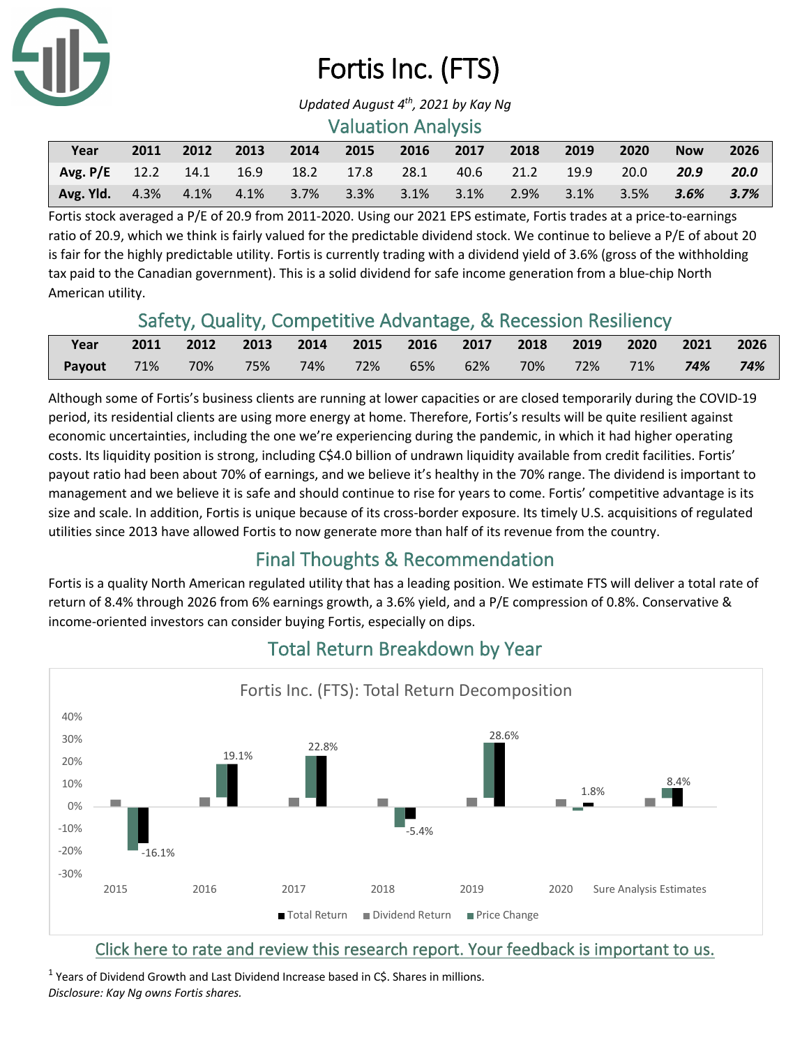# Fortis Inc. (FTS)

*Updated August 4th, 2021 by Kay Ng*

## Valuation Analysis

| Year | 2011 | 2012 | 2013 | 2014 | 2015 | 2016 | 2017 | 2018 | 2019 | 2020 | Now | 2026 |
|---|---|---|---|---|---|---|---|---|---|---|---|---|
| Avg. P/E | 12.2 | 14.1 | 16.9 | 18.2 | 17.8 | 28.1 | 40.6 | 21.2 | 19.9 | 20.0 | ***20.9*** | ***20.0*** |
| Avg. Yld. | 4.3% | 4.1% | 4.1% | 3.7% | 3.3% | 3.1% | 3.1% | 2.9% | 3.1% | 3.5% | ***3.6%*** | ***3.7%*** |

Fortis stock averaged a P/E of 20.9 from 2011-2020. Using our 2021 EPS estimate, Fortis trades at a price-to-earnings ratio of 20.9, which we think is fairly valued for the predictable dividend stock. We continue to believe a P/E of about 20 is fair for the highly predictable utility. Fortis is currently trading with a dividend yield of 3.6% (gross of the withholding tax paid to the Canadian government). This is a solid dividend for safe income generation from a blue-chip North American utility.

## Safety, Quality, Competitive Advantage, & Recession Resiliency

| Year | 2011 | 2012 | 2013 | 2014 | 2015 | 2016 | 2017 | 2018 | 2019 | 2020 | 2021 | 2026 |
|---|---|---|---|---|---|---|---|---|---|---|---|---|
| Payout | 71% | 70% | 75% | 74% | 72% | 65% | 62% | 70% | 72% | 71% | ***74%*** | ***74%*** |

Although some of Fortis's business clients are running at lower capacities or are closed temporarily during the COVID-19 period, its residential clients are using more energy at home. Therefore, Fortis's results will be quite resilient against economic uncertainties, including the one we're experiencing during the pandemic, in which it had higher operating costs. Its liquidity position is strong, including C$4.0 billion of undrawn liquidity available from credit facilities. Fortis' payout ratio had been about 70% of earnings, and we believe it's healthy in the 70% range. The dividend is important to management and we believe it is safe and should continue to rise for years to come. Fortis' competitive advantage is its size and scale. In addition, Fortis is unique because of its cross-border exposure. Its timely U.S. acquisitions of regulated utilities since 2013 have allowed Fortis to now generate more than half of its revenue from the country.

## Final Thoughts & Recommendation

Fortis is a quality North American regulated utility that has a leading position. We estimate FTS will deliver a total rate of return of 8.4% through 2026 from 6% earnings growth, a 3.6% yield, and a P/E compression of 0.8%. Conservative & income-oriented investors can consider buying Fortis, especially on dips.

## Total Return Breakdown by Year

Fortis Inc. (FTS): Total Return Decomposition

| | 2015 | 2016 | 2017 | 2018 | 2019 | 2020 | Sure Analysis Estimates |
|---|---|---|---|---|---|---|---|
| Total Return | -16.1% | 19.1% | 22.8% | -5.4% | 28.6% | 1.8% | 8.4% |

Click here to rate and review this research report. Your feedback is important to us.

[1] Years of Dividend Growth and Last Dividend Increase based in C$. Shares in millions.

*Disclosure: Kay Ng owns Fortis shares.*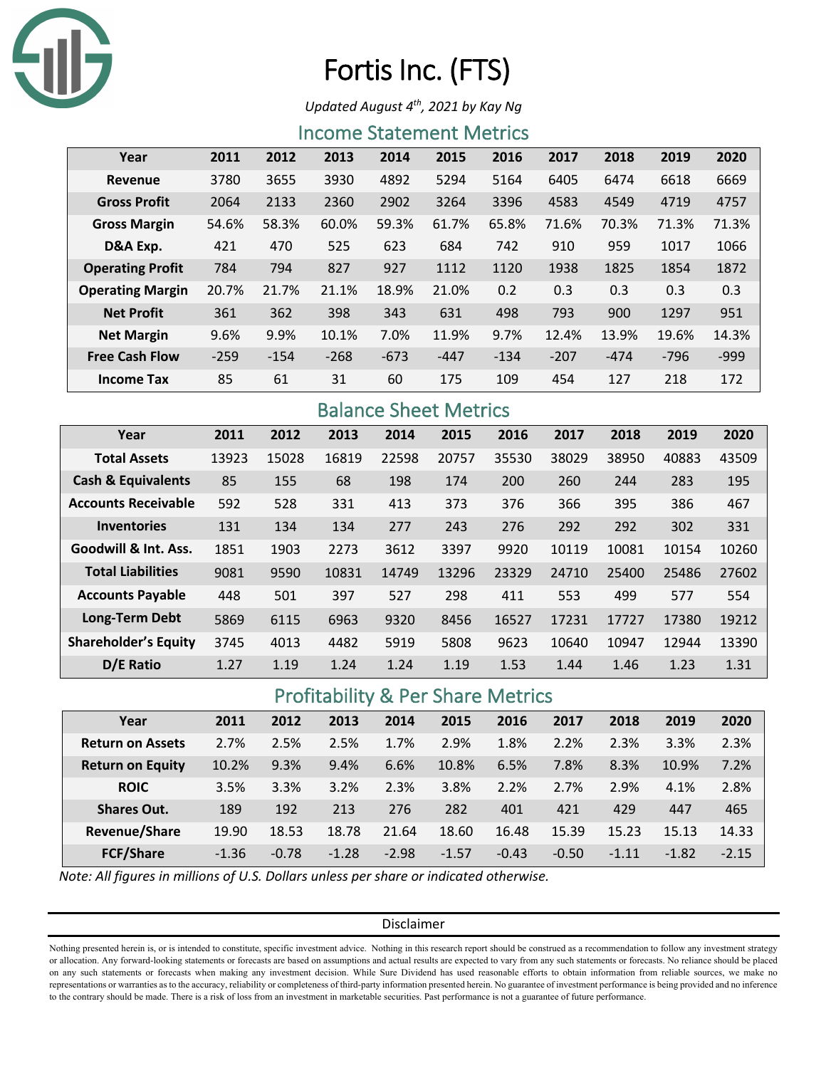# Fortis Inc. (FTS)

*Updated August 4th, 2021 by Kay Ng*

## Income Statement Metrics

| Year | 2011 | 2012 | 2013 | 2014 | 2015 | 2016 | 2017 | 2018 | 2019 | 2020 |
|---|---|---|---|---|---|---|---|---|---|---|
| Revenue | 3780 | 3655 | 3930 | 4892 | 5294 | 5164 | 6405 | 6474 | 6618 | 6669 |
| Gross Profit | 2064 | 2133 | 2360 | 2902 | 3264 | 3396 | 4583 | 4549 | 4719 | 4757 |
| Gross Margin | 54.6% | 58.3% | 60.0% | 59.3% | 61.7% | 65.8% | 71.6% | 70.3% | 71.3% | 71.3% |
| D&A Exp. | 421 | 470 | 525 | 623 | 684 | 742 | 910 | 959 | 1017 | 1066 |
| Operating Profit | 784 | 794 | 827 | 927 | 1112 | 1120 | 1938 | 1825 | 1854 | 1872 |
| Operating Margin | 20.7% | 21.7% | 21.1% | 18.9% | 21.0% | 0.2 | 0.3 | 0.3 | 0.3 | 0.3 |
| Net Profit | 361 | 362 | 398 | 343 | 631 | 498 | 793 | 900 | 1297 | 951 |
| Net Margin | 9.6% | 9.9% | 10.1% | 7.0% | 11.9% | 9.7% | 12.4% | 13.9% | 19.6% | 14.3% |
| Free Cash Flow | -259 | -154 | -268 | -673 | -447 | -134 | -207 | -474 | -796 | -999 |
| Income Tax | 85 | 61 | 31 | 60 | 175 | 109 | 454 | 127 | 218 | 172 |

## Balance Sheet Metrics

| Year | 2011 | 2012 | 2013 | 2014 | 2015 | 2016 | 2017 | 2018 | 2019 | 2020 |
|---|---|---|---|---|---|---|---|---|---|---|
| Total Assets | 13923 | 15028 | 16819 | 22598 | 20757 | 35530 | 38029 | 38950 | 40883 | 43509 |
| Cash & Equivalents | 85 | 155 | 68 | 198 | 174 | 200 | 260 | 244 | 283 | 195 |
| Accounts Receivable | 592 | 528 | 331 | 413 | 373 | 376 | 366 | 395 | 386 | 467 |
| Inventories | 131 | 134 | 134 | 277 | 243 | 276 | 292 | 292 | 302 | 331 |
| Goodwill & Int. Ass. | 1851 | 1903 | 2273 | 3612 | 3397 | 9920 | 10119 | 10081 | 10154 | 10260 |
| Total Liabilities | 9081 | 9590 | 10831 | 14749 | 13296 | 23329 | 24710 | 25400 | 25486 | 27602 |
| Accounts Payable | 448 | 501 | 397 | 527 | 298 | 411 | 553 | 499 | 577 | 554 |
| Long-Term Debt | 5869 | 6115 | 6963 | 9320 | 8456 | 16527 | 17231 | 17727 | 17380 | 19212 |
| Shareholder's Equity | 3745 | 4013 | 4482 | 5919 | 5808 | 9623 | 10640 | 10947 | 12944 | 13390 |
| D/E Ratio | 1.27 | 1.19 | 1.24 | 1.24 | 1.19 | 1.53 | 1.44 | 1.46 | 1.23 | 1.31 |

## Profitability & Per Share Metrics

| Year | 2011 | 2012 | 2013 | 2014 | 2015 | 2016 | 2017 | 2018 | 2019 | 2020 |
|---|---|---|---|---|---|---|---|---|---|---|
| Return on Assets | 2.7% | 2.5% | 2.5% | 1.7% | 2.9% | 1.8% | 2.2% | 2.3% | 3.3% | 2.3% |
| Return on Equity | 10.2% | 9.3% | 9.4% | 6.6% | 10.8% | 6.5% | 7.8% | 8.3% | 10.9% | 7.2% |
| ROIC | 3.5% | 3.3% | 3.2% | 2.3% | 3.8% | 2.2% | 2.7% | 2.9% | 4.1% | 2.8% |
| Shares Out. | 189 | 192 | 213 | 276 | 282 | 401 | 421 | 429 | 447 | 465 |
| Revenue/Share | 19.90 | 18.53 | 18.78 | 21.64 | 18.60 | 16.48 | 15.39 | 15.23 | 15.13 | 14.33 |
| FCF/Share | -1.36 | -0.78 | -1.28 | -2.98 | -1.57 | -0.43 | -0.50 | -1.11 | -1.82 | -2.15 |

*Note: All figures in millions of U.S. Dollars unless per share or indicated otherwise.*

Disclaimer

Nothing presented herein is, or is intended to constitute, specific investment advice. Nothing in this research report should be construed as a recommendation to follow any investment strategy or allocation. Any forward-looking statements or forecasts are based on assumptions and actual results are expected to vary from any such statements or forecasts. No reliance should be placed on any such statements or forecasts when making any investment decision. While Sure Dividend has used reasonable efforts to obtain information from reliable sources, we make no representations or warranties as to the accuracy, reliability or completeness of third-party information presented herein. No guarantee of investment performance is being provided and no inference to the contrary should be made. There is a risk of loss from an investment in marketable securities. Past performance is not a guarantee of future performance.